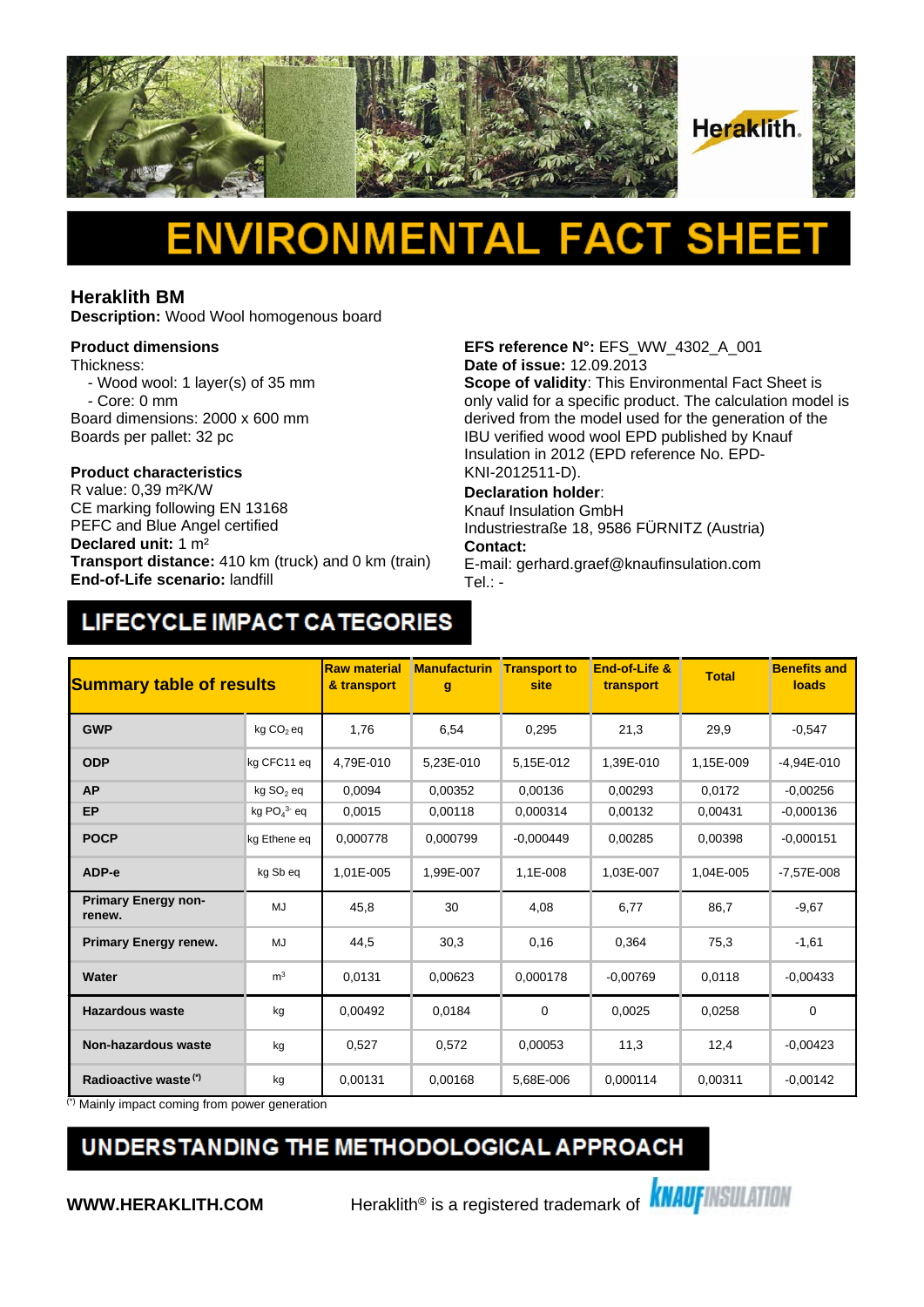# ENVIRONMENTAL FACT SHEET

## Heraklith BM

**Description:** Wood Wool homogenous board

**Product dimensions**

Thickness:

- Wood wool: 1 layer(s) of 35 mm
- Core: 0 mm

Board dimensions: 2000 x 600 mm
Boards per pallet: 32 pc

**Product characteristics**

R value: 0,39 m²K/W
CE marking following EN 13168
PEFC and Blue Angel certified
**Declared unit:** 1 m²
**Transport distance:** 410 km (truck) and 0 km (train)
**End-of-Life scenario:** landfill

**EFS reference N°:** EFS_WW_4302_A_001
**Date of issue:** 12.09.2013
**Scope of validity**: This Environmental Fact Sheet is only valid for a specific product. The calculation model is derived from the model used for the generation of the IBU verified wood wool EPD published by Knauf Insulation in 2012 (EPD reference No. EPD-KNI-2012511-D).
**Declaration holder**:
Knauf Insulation GmbH
Industriestraße 18, 9586 FÜRNITZ (Austria)
**Contact:**
E-mail: gerhard.graef@knaufinsulation.com
Tel.: -

## LIFECYCLE IMPACT CATEGORIES

| Summary table of results | | Raw material & transport | Manufacturing | Transport to site | End-of-Life & transport | Total | Benefits and loads |
|---|---|---|---|---|---|---|---|
| **GWP** | kg $CO_2$ eq | 1,76 | 6,54 | 0,295 | 21,3 | 29,9 | -0,547 |
| **ODP** | kg CFC11 eq | 4,79E-010 | 5,23E-010 | 5,15E-012 | 1,39E-010 | 1,15E-009 | -4,94E-010 |
| **AP** | kg $SO_2$ eq | 0,0094 | 0,00352 | 0,00136 | 0,00293 | 0,0172 | -0,00256 |
| **EP** | kg $PO_4^{3-}$ eq | 0,0015 | 0,00118 | 0,000314 | 0,00132 | 0,00431 | -0,000136 |
| **POCP** | kg Ethene eq | 0,000778 | 0,000799 | -0,000449 | 0,00285 | 0,00398 | -0,000151 |
| **ADP-e** | kg Sb eq | 1,01E-005 | 1,99E-007 | 1,1E-008 | 1,03E-007 | 1,04E-005 | -7,57E-008 |
| **Primary Energy non-renew.** | MJ | 45,8 | 30 | 4,08 | 6,77 | 86,7 | -9,67 |
| **Primary Energy renew.** | MJ | 44,5 | 30,3 | 0,16 | 0,364 | 75,3 | -1,61 |
| **Water** | m³ | 0,0131 | 0,00623 | 0,000178 | -0,00769 | 0,0118 | -0,00433 |
| **Hazardous waste** | kg | 0,00492 | 0,0184 | 0 | 0,0025 | 0,0258 | 0 |
| **Non-hazardous waste** | kg | 0,527 | 0,572 | 0,00053 | 11,3 | 12,4 | -0,00423 |
| **Radioactive waste (*)** | kg | 0,00131 | 0,00168 | 5,68E-006 | 0,000114 | 0,00311 | -0,00142 |

(*) Mainly impact coming from power generation

## UNDERSTANDING THE METHODOLOGICAL APPROACH

**WWW.HERAKLITH.COM** Heraklith® is a registered trademark of KNAUF INSULATION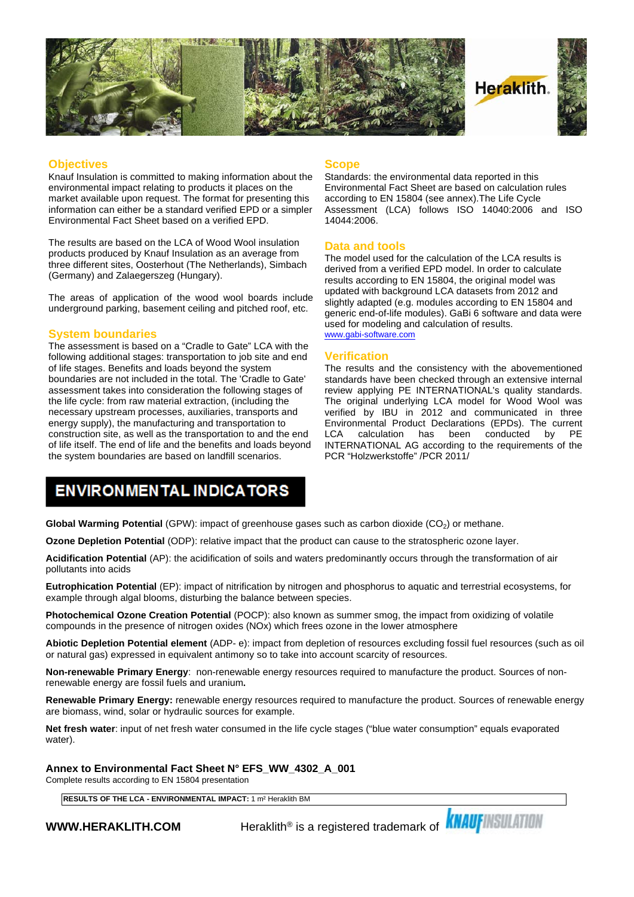## Objectives

Knauf Insulation is committed to making information about the environmental impact relating to products it places on the market available upon request. The format for presenting this information can either be a standard verified EPD or a simpler Environmental Fact Sheet based on a verified EPD.

The results are based on the LCA of Wood Wool insulation products produced by Knauf Insulation as an average from three different sites, Oosterhout (The Netherlands), Simbach (Germany) and Zalaegerszeg (Hungary).

The areas of application of the wood wool boards include underground parking, basement ceiling and pitched roof, etc.

## System boundaries

The assessment is based on a "Cradle to Gate" LCA with the following additional stages: transportation to job site and end of life stages. Benefits and loads beyond the system boundaries are not included in the total. The 'Cradle to Gate' assessment takes into consideration the following stages of the life cycle: from raw material extraction, (including the necessary upstream processes, auxiliaries, transports and energy supply), the manufacturing and transportation to construction site, as well as the transportation to and the end of life itself. The end of life and the benefits and loads beyond the system boundaries are based on landfill scenarios.

## Scope

Standards: the environmental data reported in this Environmental Fact Sheet are based on calculation rules according to EN 15804 (see annex).The Life Cycle Assessment (LCA) follows ISO 14040:2006 and ISO 14044:2006.

## Data and tools

The model used for the calculation of the LCA results is derived from a verified EPD model. In order to calculate results according to EN 15804, the original model was updated with background LCA datasets from 2012 and slightly adapted (e.g. modules according to EN 15804 and generic end-of-life modules). GaBi 6 software and data were used for modeling and calculation of results.
www.gabi-software.com

## Verification

The results and the consistency with the abovementioned standards have been checked through an extensive internal review applying PE INTERNATIONAL's quality standards. The original underlying LCA model for Wood Wool was verified by IBU in 2012 and communicated in three Environmental Product Declarations (EPDs). The current LCA calculation has been conducted by PE INTERNATIONAL AG according to the requirements of the PCR "Holzwerkstoffe" /PCR 2011/

# ENVIRONMENTAL INDICATORS

**Global Warming Potential** (GPW): impact of greenhouse gases such as carbon dioxide ($CO_2$) or methane.

**Ozone Depletion Potential** (ODP): relative impact that the product can cause to the stratospheric ozone layer.

**Acidification Potential** (AP): the acidification of soils and waters predominantly occurs through the transformation of air pollutants into acids

**Eutrophication Potential** (EP): impact of nitrification by nitrogen and phosphorus to aquatic and terrestrial ecosystems, for example through algal blooms, disturbing the balance between species.

**Photochemical Ozone Creation Potential** (POCP): also known as summer smog, the impact from oxidizing of volatile compounds in the presence of nitrogen oxides (NOx) which frees ozone in the lower atmosphere

**Abiotic Depletion Potential element** (ADP- e): impact from depletion of resources excluding fossil fuel resources (such as oil or natural gas) expressed in equivalent antimony so to take into account scarcity of resources.

**Non-renewable Primary Energy**: non-renewable energy resources required to manufacture the product. Sources of non-renewable energy are fossil fuels and uranium**.**

**Renewable Primary Energy:** renewable energy resources required to manufacture the product. Sources of renewable energy are biomass, wind, solar or hydraulic sources for example.

**Net fresh water**: input of net fresh water consumed in the life cycle stages ("blue water consumption" equals evaporated water).

**Annex to Environmental Fact Sheet N° EFS_WW_4302_A_001**

Complete results according to EN 15804 presentation

| **RESULTS OF THE LCA - ENVIRONMENTAL IMPACT:** 1 m² Heraklith BM |
|---|

**WWW.HERAKLITH.COM** Heraklith® is a registered trademark of KNAUF INSULATION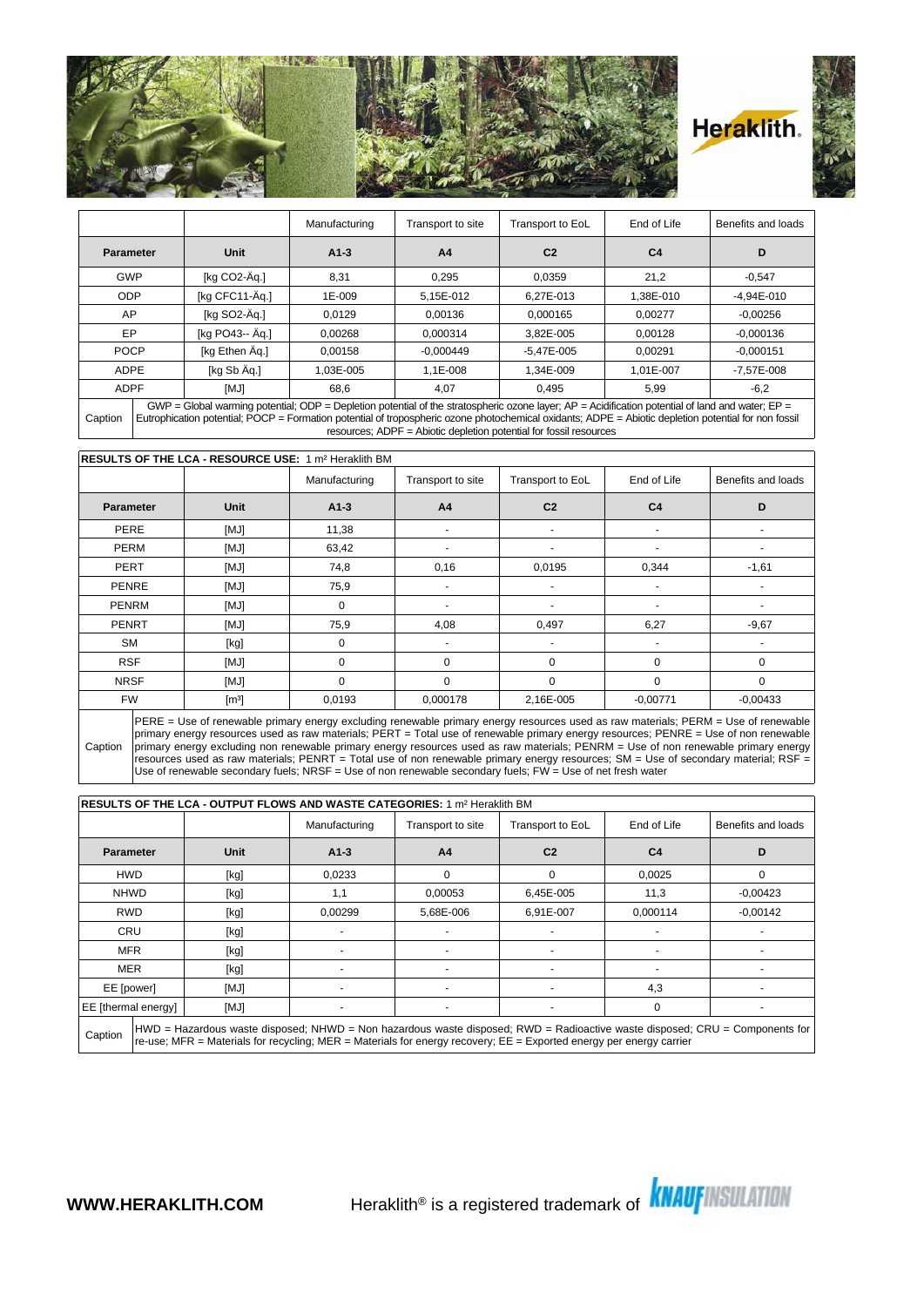| | | Manufacturing | Transport to site | Transport to EoL | End of Life | Benefits and loads |
|---|---|---|---|---|---|---|
| **Parameter** | **Unit** | **A1-3** | **A4** | **C2** | **C4** | **D** |
| GWP | [kg CO2-Äq.] | 8,31 | 0,295 | 0,0359 | 21,2 | -0,547 |
| ODP | [kg CFC11-Äq.] | 1E-009 | 5,15E-012 | 6,27E-013 | 1,38E-010 | -4,94E-010 |
| AP | [kg SO2-Äq.] | 0,0129 | 0,00136 | 0,000165 | 0,00277 | -0,00256 |
| EP | [kg PO43-- Äq.] | 0,00268 | 0,000314 | 3,82E-005 | 0,00128 | -0,000136 |
| POCP | [kg Ethen Äq.] | 0,00158 | -0,000449 | -5,47E-005 | 0,00291 | -0,000151 |
| ADPE | [kg Sb Äq.] | 1,03E-005 | 1,1E-008 | 1,34E-009 | 1,01E-007 | -7,57E-008 |
| ADPF | [MJ] | 68,6 | 4,07 | 0,495 | 5,99 | -6,2 |
| Caption | GWP = Global warming potential; ODP = Depletion potential of the stratospheric ozone layer; AP = Acidification potential of land and water; EP = Eutrophication potential; POCP = Formation potential of tropospheric ozone photochemical oxidants; ADPE = Abiotic depletion potential for non fossil resources; ADPF = Abiotic depletion potential for fossil resources | | | | | |

**RESULTS OF THE LCA - RESOURCE USE:** 1 m² Heraklith BM

| | | Manufacturing | Transport to site | Transport to EoL | End of Life | Benefits and loads |
|---|---|---|---|---|---|---|
| **Parameter** | **Unit** | **A1-3** | **A4** | **C2** | **C4** | **D** |
| PERE | [MJ] | 11,38 | - | - | - | - |
| PERM | [MJ] | 63,42 | - | - | - | - |
| PERT | [MJ] | 74,8 | 0,16 | 0,0195 | 0,344 | -1,61 |
| PENRE | [MJ] | 75,9 | - | - | - | - |
| PENRM | [MJ] | 0 | - | - | - | - |
| PENRT | [MJ] | 75,9 | 4,08 | 0,497 | 6,27 | -9,67 |
| SM | [kg] | 0 | - | - | - | - |
| RSF | [MJ] | 0 | 0 | 0 | 0 | 0 |
| NRSF | [MJ] | 0 | 0 | 0 | 0 | 0 |
| FW | [m³] | 0,0193 | 0,000178 | 2,16E-005 | -0,00771 | -0,00433 |
| Caption | PERE = Use of renewable primary energy excluding renewable primary energy resources used as raw materials; PERM = Use of renewable primary energy resources used as raw materials; PERT = Total use of renewable primary energy resources; PENRE = Use of non renewable primary energy excluding non renewable primary energy resources used as raw materials; PENRM = Use of non renewable primary energy resources used as raw materials; PENRT = Total use of non renewable primary energy resources; SM = Use of secondary material; RSF = Use of renewable secondary fuels; NRSF = Use of non renewable secondary fuels; FW = Use of net fresh water | | | | | |

**RESULTS OF THE LCA - OUTPUT FLOWS AND WASTE CATEGORIES:** 1 m² Heraklith BM

| | | Manufacturing | Transport to site | Transport to EoL | End of Life | Benefits and loads |
|---|---|---|---|---|---|---|
| **Parameter** | **Unit** | **A1-3** | **A4** | **C2** | **C4** | **D** |
| HWD | [kg] | 0,0233 | 0 | 0 | 0,0025 | 0 |
| NHWD | [kg] | 1,1 | 0,00053 | 6,45E-005 | 11,3 | -0,00423 |
| RWD | [kg] | 0,00299 | 5,68E-006 | 6,91E-007 | 0,000114 | -0,00142 |
| CRU | [kg] | - | - | - | - | - |
| MFR | [kg] | - | - | - | - | - |
| MER | [kg] | - | - | - | - | - |
| EE [power] | [MJ] | - | - | - | 4,3 | - |
| EE [thermal energy] | [MJ] | - | - | - | 0 | - |
| Caption | HWD = Hazardous waste disposed; NHWD = Non hazardous waste disposed; RWD = Radioactive waste disposed; CRU = Components for re-use; MFR = Materials for recycling; MER = Materials for energy recovery; EE = Exported energy per energy carrier | | | | | |

**WWW.HERAKLITH.COM** Heraklith® is a registered trademark of KNAUF INSULATION